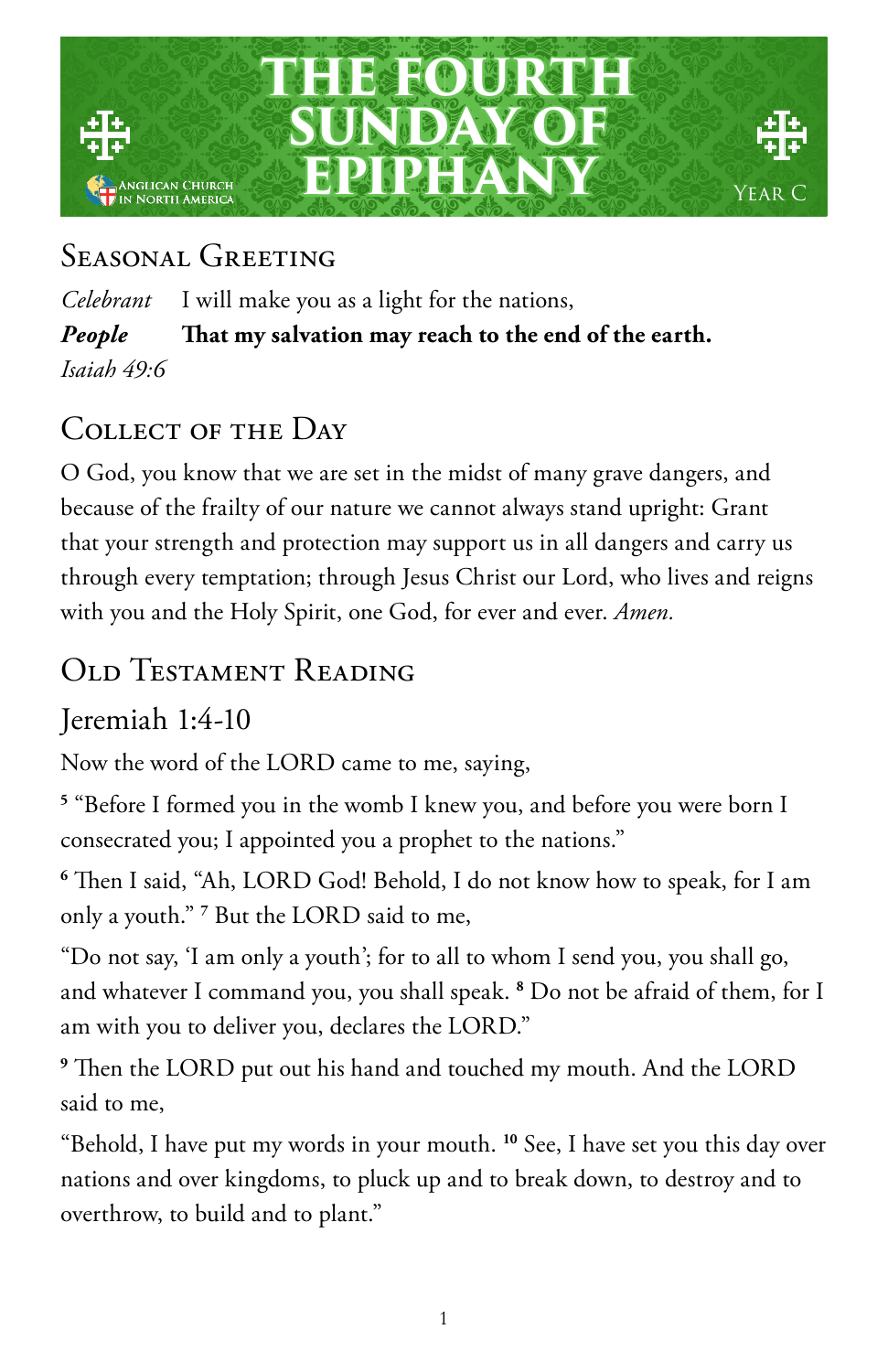# The Fourth Sunday of Epiphany

Anglican Church in North America

Year C

## Seasonal Greeting

*Celebrant* I will make you as a light for the nations,

***People*** **That my salvation may reach to the end of the earth.**

*Isaiah 49:6*

## Collect of the Day

O God, you know that we are set in the midst of many grave dangers, and because of the frailty of our nature we cannot always stand upright: Grant that your strength and protection may support us in all dangers and carry us through every temptation; through Jesus Christ our Lord, who lives and reigns with you and the Holy Spirit, one God, for ever and ever. *Amen.*

## Old Testament Reading

### Jeremiah 1:4-10

Now the word of the LORD came to me, saying,

[5] "Before I formed you in the womb I knew you, and before you were born I consecrated you; I appointed you a prophet to the nations."

[6] Then I said, "Ah, LORD God! Behold, I do not know how to speak, for I am only a youth." [7] But the LORD said to me,

"Do not say, 'I am only a youth'; for to all to whom I send you, you shall go, and whatever I command you, you shall speak. [8] Do not be afraid of them, for I am with you to deliver you, declares the LORD."

[9] Then the LORD put out his hand and touched my mouth. And the LORD said to me,

"Behold, I have put my words in your mouth. [10] See, I have set you this day over nations and over kingdoms, to pluck up and to break down, to destroy and to overthrow, to build and to plant."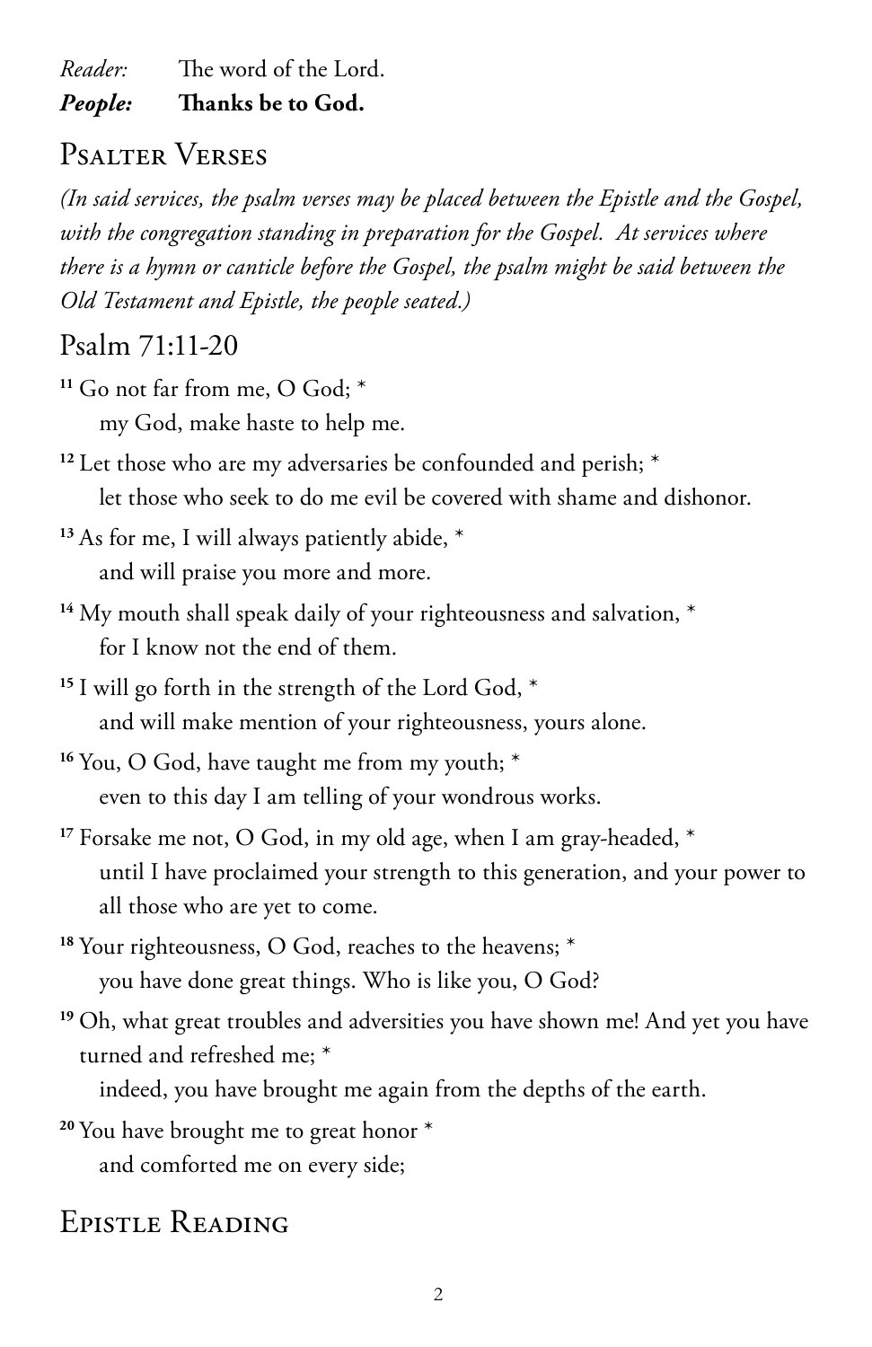*Reader:* The word of the Lord.

***People:*** **Thanks be to God.**

## Psalter Verses

*(In said services, the psalm verses may be placed between the Epistle and the Gospel, with the congregation standing in preparation for the Gospel. At services where there is a hymn or canticle before the Gospel, the psalm might be said between the Old Testament and Epistle, the people seated.)*

## Psalm 71:11-20

**11** Go not far from me, O God; *
my God, make haste to help me.

**12** Let those who are my adversaries be confounded and perish; *
let those who seek to do me evil be covered with shame and dishonor.

**13** As for me, I will always patiently abide, *
and will praise you more and more.

**14** My mouth shall speak daily of your righteousness and salvation, *
for I know not the end of them.

**15** I will go forth in the strength of the Lord God, *
and will make mention of your righteousness, yours alone.

**16** You, O God, have taught me from my youth; *
even to this day I am telling of your wondrous works.

**17** Forsake me not, O God, in my old age, when I am gray-headed, *
until I have proclaimed your strength to this generation, and your power to all those who are yet to come.

**18** Your righteousness, O God, reaches to the heavens; *
you have done great things. Who is like you, O God?

**19** Oh, what great troubles and adversities you have shown me! And yet you have turned and refreshed me; *
indeed, you have brought me again from the depths of the earth.

**20** You have brought me to great honor *
and comforted me on every side;

## Epistle Reading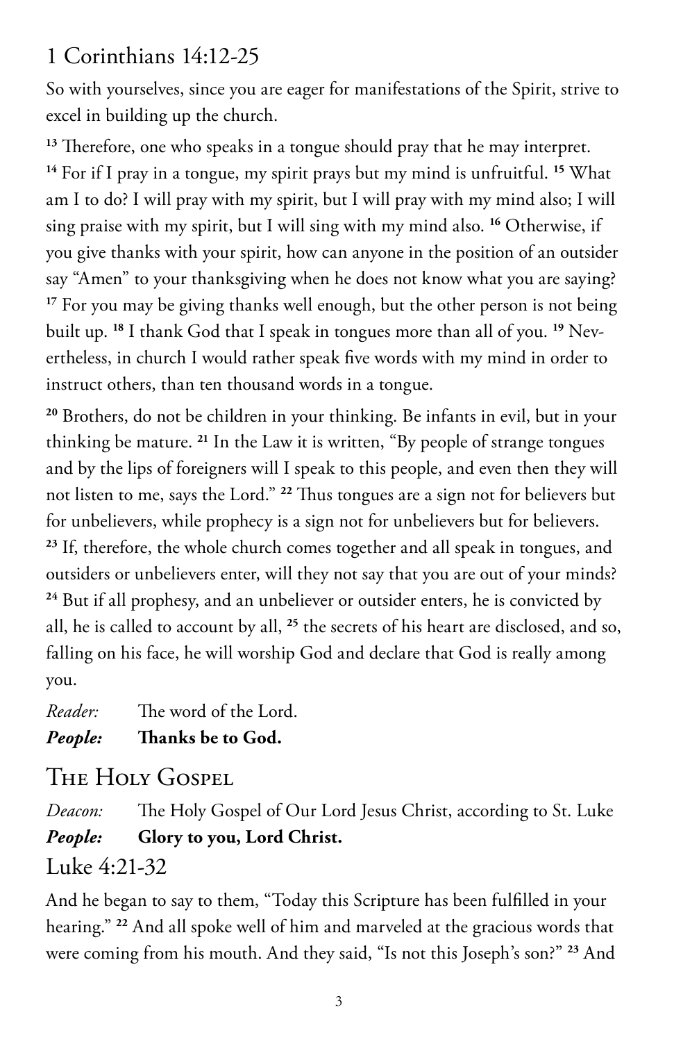## 1 Corinthians 14:12-25

So with yourselves, since you are eager for manifestations of the Spirit, strive to excel in building up the church.

[13] Therefore, one who speaks in a tongue should pray that he may interpret. [14] For if I pray in a tongue, my spirit prays but my mind is unfruitful. [15] What am I to do? I will pray with my spirit, but I will pray with my mind also; I will sing praise with my spirit, but I will sing with my mind also. [16] Otherwise, if you give thanks with your spirit, how can anyone in the position of an outsider say "Amen" to your thanksgiving when he does not know what you are saying? [17] For you may be giving thanks well enough, but the other person is not being built up. [18] I thank God that I speak in tongues more than all of you. [19] Nevertheless, in church I would rather speak five words with my mind in order to instruct others, than ten thousand words in a tongue.

[20] Brothers, do not be children in your thinking. Be infants in evil, but in your thinking be mature. [21] In the Law it is written, "By people of strange tongues and by the lips of foreigners will I speak to this people, and even then they will not listen to me, says the Lord." [22] Thus tongues are a sign not for believers but for unbelievers, while prophecy is a sign not for unbelievers but for believers. [23] If, therefore, the whole church comes together and all speak in tongues, and outsiders or unbelievers enter, will they not say that you are out of your minds? [24] But if all prophesy, and an unbeliever or outsider enters, he is convicted by all, he is called to account by all, [25] the secrets of his heart are disclosed, and so, falling on his face, he will worship God and declare that God is really among you.

*Reader:* The word of the Lord.
***People:*** **Thanks be to God.**

## The Holy Gospel

*Deacon:* The Holy Gospel of Our Lord Jesus Christ, according to St. Luke
***People:*** **Glory to you, Lord Christ.**

## Luke 4:21-32

And he began to say to them, "Today this Scripture has been fulfilled in your hearing." [22] And all spoke well of him and marveled at the gracious words that were coming from his mouth. And they said, "Is not this Joseph's son?" [23] And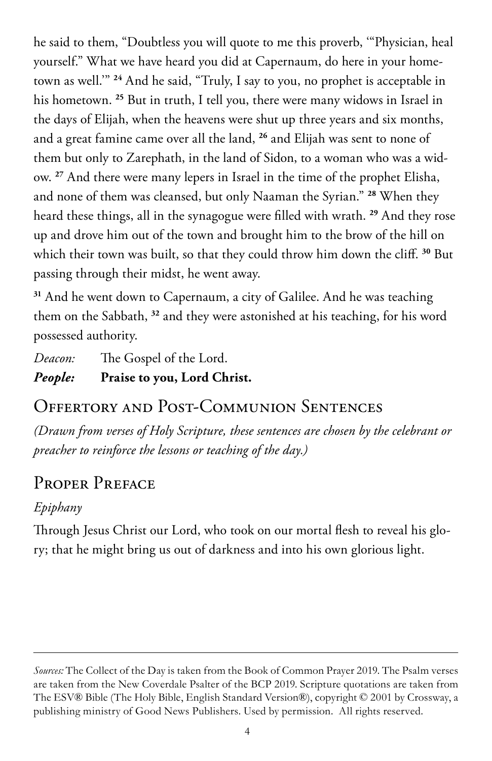he said to them, "Doubtless you will quote to me this proverb, '"Physician, heal yourself." What we have heard you did at Capernaum, do here in your hometown as well.'" [24] And he said, "Truly, I say to you, no prophet is acceptable in his hometown. [25] But in truth, I tell you, there were many widows in Israel in the days of Elijah, when the heavens were shut up three years and six months, and a great famine came over all the land, [26] and Elijah was sent to none of them but only to Zarephath, in the land of Sidon, to a woman who was a widow. [27] And there were many lepers in Israel in the time of the prophet Elisha, and none of them was cleansed, but only Naaman the Syrian." [28] When they heard these things, all in the synagogue were filled with wrath. [29] And they rose up and drove him out of the town and brought him to the brow of the hill on which their town was built, so that they could throw him down the cliff. [30] But passing through their midst, he went away.

[31] And he went down to Capernaum, a city of Galilee. And he was teaching them on the Sabbath, [32] and they were astonished at his teaching, for his word possessed authority.

*Deacon:* The Gospel of the Lord.
***People:*** **Praise to you, Lord Christ.**

## Offertory and Post-Communion Sentences

*(Drawn from verses of Holy Scripture, these sentences are chosen by the celebrant or preacher to reinforce the lessons or teaching of the day.)*

## Proper Preface

*Epiphany*

Through Jesus Christ our Lord, who took on our mortal flesh to reveal his glory; that he might bring us out of darkness and into his own glorious light.

---

*Sources:* The Collect of the Day is taken from the Book of Common Prayer 2019. The Psalm verses are taken from the New Coverdale Psalter of the BCP 2019. Scripture quotations are taken from The ESV® Bible (The Holy Bible, English Standard Version®), copyright © 2001 by Crossway, a publishing ministry of Good News Publishers. Used by permission. All rights reserved.